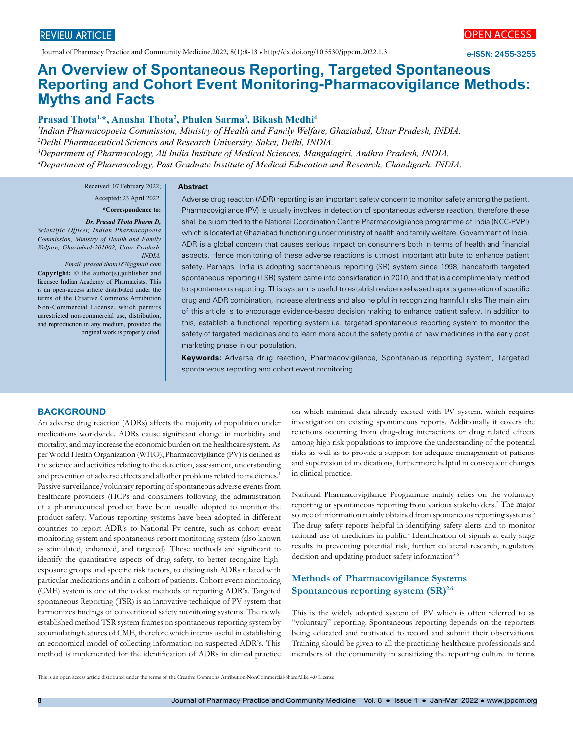REVIEW ARTICLE

OPEN ACCESS

e-ISSN: 2455-3255

# An Overview of Spontaneous Reporting, Targeted Spontaneous Reporting and Cohort Event Monitoring-Pharmacovigilance Methods: Myths and Facts

**Prasad Thota[1,*], Anusha Thota[2], Phulen Sarma[3], Bikash Medhi[4]**

[1]*Indian Pharmacopoeia Commission, Ministry of Health and Family Welfare, Ghaziabad, Uttar Pradesh, INDIA.*
[2]*Delhi Pharmaceutical Sciences and Research University, Saket, Delhi, INDIA.*
[3]*Department of Pharmacology, All India Institute of Medical Sciences, Mangalagiri, Andhra Pradesh, INDIA.*
[4]*Department of Pharmacology, Post Graduate Institute of Medical Education and Research, Chandigarh, INDIA.*

Received: 07 February 2022;

Accepted: 23 April 2022.

***Correspondence to:**

***Dr. Prasad Thota Pharm D,*** *Scientific Officer, Indian Pharmacopoeia Commission, Ministry of Health and Family Welfare, Ghaziabad-201002, Uttar Pradesh, INDIA.*

*Email: prasad.thota187@gmail.com*

**Copyright:** © the author(s),publisher and licensee Indian Academy of Pharmacists. This is an open-access article distributed under the terms of the Creative Commons Attribution Non-Commercial License, which permits unrestricted non-commercial use, distribution, and reproduction in any medium, provided the original work is properly cited.

**Abstract**

Adverse drug reaction (ADR) reporting is an important safety concern to monitor safety among the patient. Pharmacovigilance (PV) is usually involves in detection of spontaneous adverse reaction, therefore these shall be submitted to the National Coordination Centre Pharmacovigilance programme of India (NCC-PVPI) which is located at Ghaziabad functioning under ministry of health and family welfare, Government of India. ADR is a global concern that causes serious impact on consumers both in terms of health and financial aspects. Hence monitoring of these adverse reactions is utmost important attribute to enhance patient safety. Perhaps, India is adopting spontaneous reporting (SR) system since 1998, henceforth targeted spontaneous reporting (TSR) system came into consideration in 2010, and that is a complimentary method to spontaneous reporting. This system is useful to establish evidence-based reports generation of specific drug and ADR combination, increase alertness and also helpful in recognizing harmful risks The main aim of this article is to encourage evidence-based decision making to enhance patient safety. In addition to this, establish a functional reporting system i.e. targeted spontaneous reporting system to monitor the safety of targeted medicines and to learn more about the safety profile of new medicines in the early post marketing phase in our population.

**Keywords:** Adverse drug reaction, Pharmacovigilance, Spontaneous reporting system, Targeted spontaneous reporting and cohort event monitoring.

## BACKGROUND

An adverse drug reaction (ADRs) affects the majority of population under medications worldwide. ADRs cause significant change in morbidity and mortality, and may increase the economic burden on the healthcare system. As per World Health Organization (WHO), Pharmacovigilance (PV) is defined as the science and activities relating to the detection, assessment, understanding and prevention of adverse effects and all other problems related to medicines.[1] Passive surveillance/voluntary reporting of spontaneous adverse events from healthcare providers (HCPs and consumers following the administration of a pharmaceutical product have been usually adopted to monitor the product safety. Various reporting systems have been adopted in different countries to report ADR's to National Pv centre, such as cohort event monitoring system and spontaneous report monitoring system (also known as stimulated, enhanced, and targeted). These methods are significant to identify the quantitative aspects of drug safety, to better recognize high-exposure groups and specific risk factors, to distinguish ADRs related with particular medications and in a cohort of patients. Cohort event monitoring (CME) system is one of the oldest methods of reporting ADR's. Targeted spontaneous Reporting (TSR) is an innovative technique of PV system that harmonizes findings of conventional safety monitoring systems. The newly established method TSR system frames on spontaneous reporting system by accumulating features of CME, therefore which interns useful in establishing an economical model of collecting information on suspected ADR's. This method is implemented for the identification of ADRs in clinical practice on which minimal data already existed with PV system, which requires investigation on existing spontaneous reports. Additionally it covers the reactions occurring from drug-drug interactions or drug related effects among high risk populations to improve the understanding of the potential risks as well as to provide a support for adequate management of patients and supervision of medications, furthermore helpful in consequent changes in clinical practice.

National Pharmacovigilance Programme mainly relies on the voluntary reporting or spontaneous reporting from various stakeholders.[2] The major source of information mainly obtained from spontaneous reporting systems.[3] The drug safety reports helpful in identifying safety alerts and to monitor rational use of medicines in public.[4] Identification of signals at early stage results in preventing potential risk, further collateral research, regulatory decision and updating product safety information[5,6]

### Methods of Pharmacovigilance Systems

### Spontaneous reporting system (SR)[2,6]

This is the widely adopted system of PV which is often referred to as "voluntary" reporting. Spontaneous reporting depends on the reporters being educated and motivated to record and submit their observations. Training should be given to all the practicing healthcare professionals and members of the community in sensitizing the reporting culture in terms

This is an open access article distributed under the terms of the Creative Commons Attribution-NonCommercial-ShareAlike 4.0 License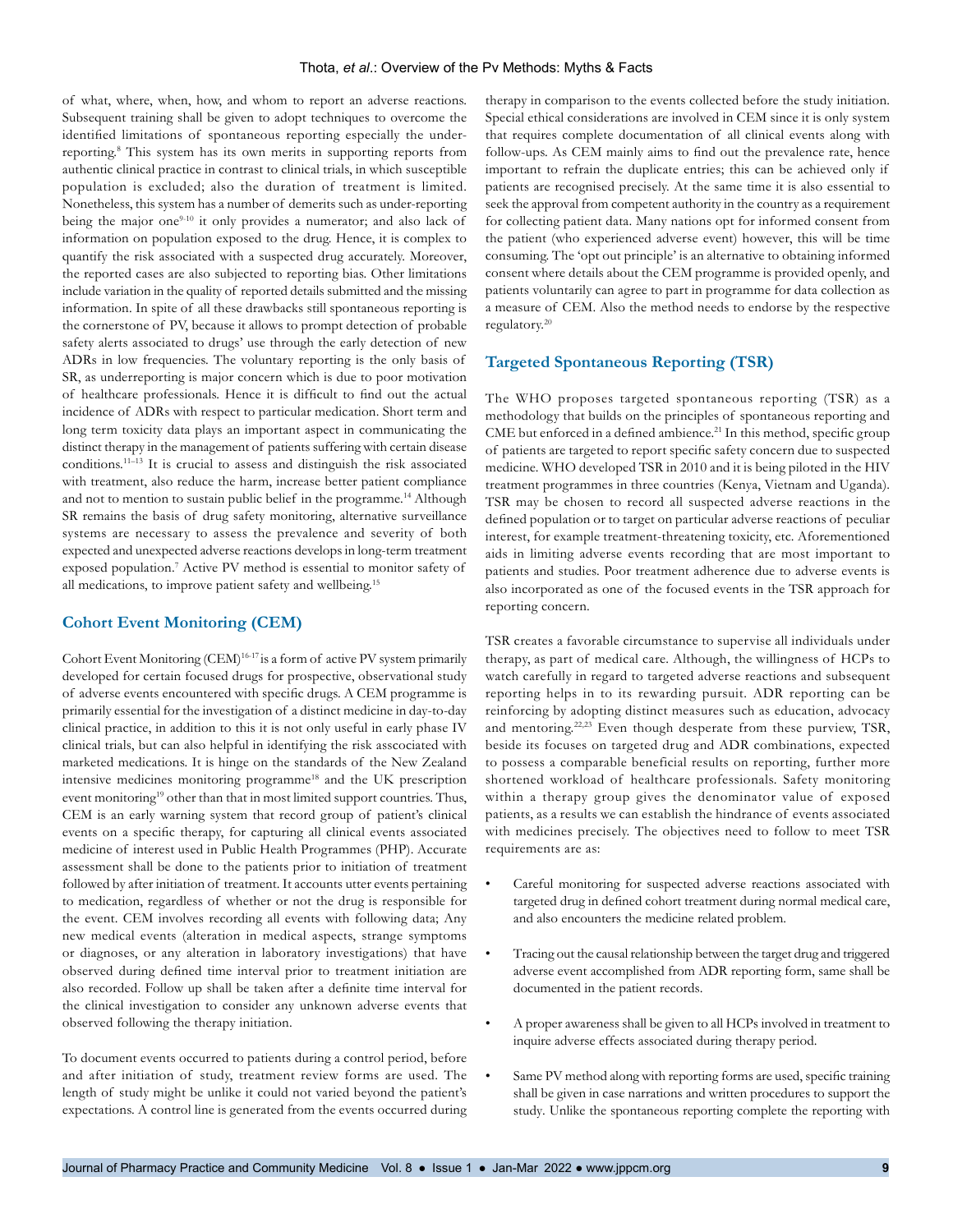of what, where, when, how, and whom to report an adverse reactions. Subsequent training shall be given to adopt techniques to overcome the identified limitations of spontaneous reporting especially the under-reporting.[8] This system has its own merits in supporting reports from authentic clinical practice in contrast to clinical trials, in which susceptible population is excluded; also the duration of treatment is limited. Nonetheless, this system has a number of demerits such as under-reporting being the major one[9-10] it only provides a numerator; and also lack of information on population exposed to the drug. Hence, it is complex to quantify the risk associated with a suspected drug accurately. Moreover, the reported cases are also subjected to reporting bias. Other limitations include variation in the quality of reported details submitted and the missing information. In spite of all these drawbacks still spontaneous reporting is the cornerstone of PV, because it allows to prompt detection of probable safety alerts associated to drugs' use through the early detection of new ADRs in low frequencies. The voluntary reporting is the only basis of SR, as underreporting is major concern which is due to poor motivation of healthcare professionals. Hence it is difficult to find out the actual incidence of ADRs with respect to particular medication. Short term and long term toxicity data plays an important aspect in communicating the distinct therapy in the management of patients suffering with certain disease conditions.[11–13] It is crucial to assess and distinguish the risk associated with treatment, also reduce the harm, increase better patient compliance and not to mention to sustain public belief in the programme.[14] Although SR remains the basis of drug safety monitoring, alternative surveillance systems are necessary to assess the prevalence and severity of both expected and unexpected adverse reactions develops in long-term treatment exposed population.[7] Active PV method is essential to monitor safety of all medications, to improve patient safety and wellbeing.[15]

## Cohort Event Monitoring (CEM)

Cohort Event Monitoring (CEM)[16-17] is a form of active PV system primarily developed for certain focused drugs for prospective, observational study of adverse events encountered with specific drugs. A CEM programme is primarily essential for the investigation of a distinct medicine in day-to-day clinical practice, in addition to this it is not only useful in early phase IV clinical trials, but can also helpful in identifying the risk asscociated with marketed medications. It is hinge on the standards of the New Zealand intensive medicines monitoring programme[18] and the UK prescription event monitoring[19] other than that in most limited support countries. Thus, CEM is an early warning system that record group of patient's clinical events on a specific therapy, for capturing all clinical events associated medicine of interest used in Public Health Programmes (PHP). Accurate assessment shall be done to the patients prior to initiation of treatment followed by after initiation of treatment. It accounts utter events pertaining to medication, regardless of whether or not the drug is responsible for the event. CEM involves recording all events with following data; Any new medical events (alteration in medical aspects, strange symptoms or diagnoses, or any alteration in laboratory investigations) that have observed during defined time interval prior to treatment initiation are also recorded. Follow up shall be taken after a definite time interval for the clinical investigation to consider any unknown adverse events that observed following the therapy initiation.

To document events occurred to patients during a control period, before and after initiation of study, treatment review forms are used. The length of study might be unlike it could not varied beyond the patient's expectations. A control line is generated from the events occurred during therapy in comparison to the events collected before the study initiation. Special ethical considerations are involved in CEM since it is only system that requires complete documentation of all clinical events along with follow-ups. As CEM mainly aims to find out the prevalence rate, hence important to refrain the duplicate entries; this can be achieved only if patients are recognised precisely. At the same time it is also essential to seek the approval from competent authority in the country as a requirement for collecting patient data. Many nations opt for informed consent from the patient (who experienced adverse event) however, this will be time consuming. The 'opt out principle' is an alternative to obtaining informed consent where details about the CEM programme is provided openly, and patients voluntarily can agree to part in programme for data collection as a measure of CEM. Also the method needs to endorse by the respective regulatory.[20]

## Targeted Spontaneous Reporting (TSR)

The WHO proposes targeted spontaneous reporting (TSR) as a methodology that builds on the principles of spontaneous reporting and CME but enforced in a defined ambience.[21] In this method, specific group of patients are targeted to report specific safety concern due to suspected medicine. WHO developed TSR in 2010 and it is being piloted in the HIV treatment programmes in three countries (Kenya, Vietnam and Uganda). TSR may be chosen to record all suspected adverse reactions in the defined population or to target on particular adverse reactions of peculiar interest, for example treatment-threatening toxicity, etc. Aforementioned aids in limiting adverse events recording that are most important to patients and studies. Poor treatment adherence due to adverse events is also incorporated as one of the focused events in the TSR approach for reporting concern.

TSR creates a favorable circumstance to supervise all individuals under therapy, as part of medical care. Although, the willingness of HCPs to watch carefully in regard to targeted adverse reactions and subsequent reporting helps in to its rewarding pursuit. ADR reporting can be reinforcing by adopting distinct measures such as education, advocacy and mentoring.[22,23] Even though desperate from these purview, TSR, beside its focuses on targeted drug and ADR combinations, expected to possess a comparable beneficial results on reporting, further more shortened workload of healthcare professionals. Safety monitoring within a therapy group gives the denominator value of exposed patients, as a results we can establish the hindrance of events associated with medicines precisely. The objectives need to follow to meet TSR requirements are as:

- Careful monitoring for suspected adverse reactions associated with targeted drug in defined cohort treatment during normal medical care, and also encounters the medicine related problem.
- Tracing out the causal relationship between the target drug and triggered adverse event accomplished from ADR reporting form, same shall be documented in the patient records.
- A proper awareness shall be given to all HCPs involved in treatment to inquire adverse effects associated during therapy period.
- Same PV method along with reporting forms are used, specific training shall be given in case narrations and written procedures to support the study. Unlike the spontaneous reporting complete the reporting with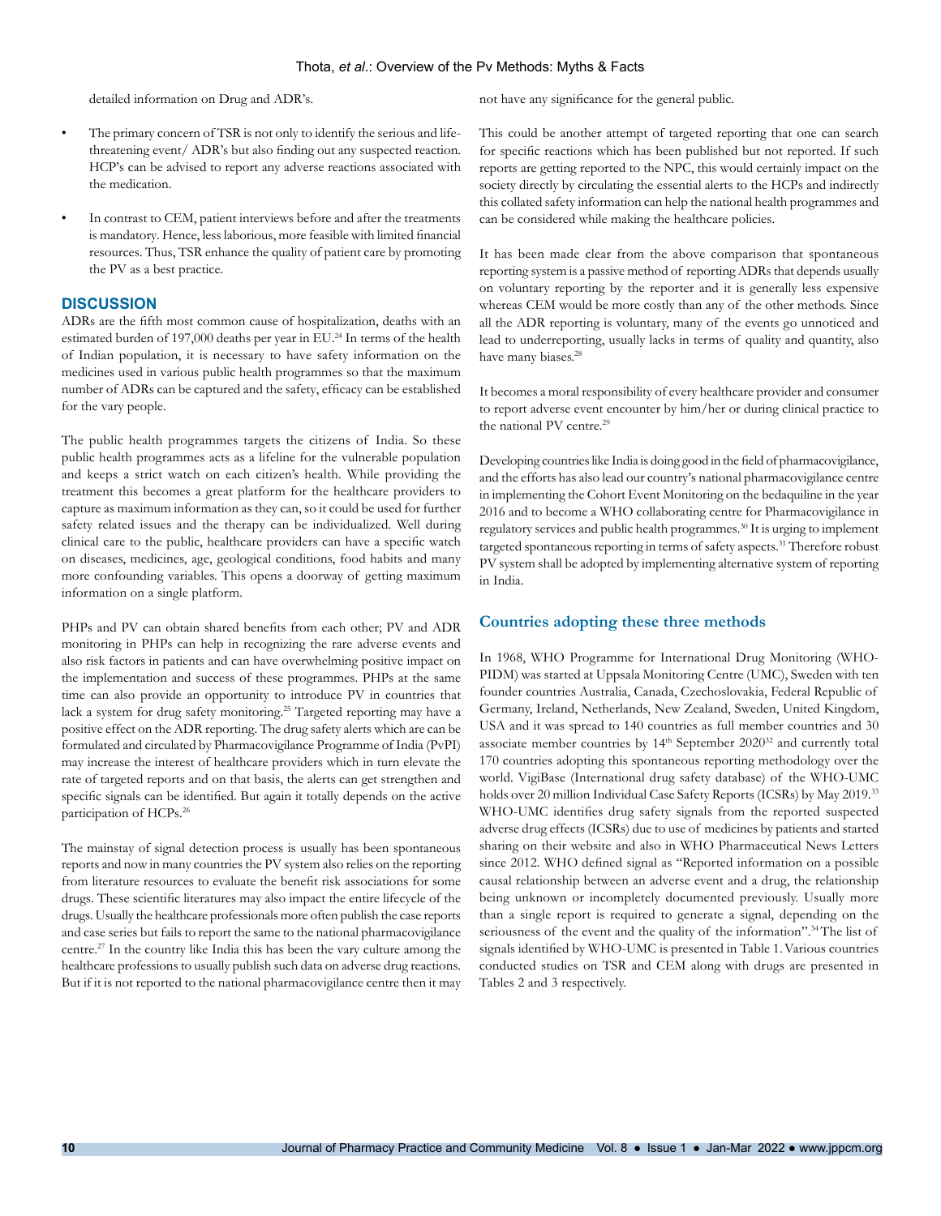detailed information on Drug and ADR's.

- The primary concern of TSR is not only to identify the serious and life-threatening event/ ADR's but also finding out any suspected reaction. HCP's can be advised to report any adverse reactions associated with the medication.
- In contrast to CEM, patient interviews before and after the treatments is mandatory. Hence, less laborious, more feasible with limited financial resources. Thus, TSR enhance the quality of patient care by promoting the PV as a best practice.

## DISCUSSION

ADRs are the fifth most common cause of hospitalization, deaths with an estimated burden of 197,000 deaths per year in EU.[24] In terms of the health of Indian population, it is necessary to have safety information on the medicines used in various public health programmes so that the maximum number of ADRs can be captured and the safety, efficacy can be established for the vary people.

The public health programmes targets the citizens of India. So these public health programmes acts as a lifeline for the vulnerable population and keeps a strict watch on each citizen's health. While providing the treatment this becomes a great platform for the healthcare providers to capture as maximum information as they can, so it could be used for further safety related issues and the therapy can be individualized. Well during clinical care to the public, healthcare providers can have a specific watch on diseases, medicines, age, geological conditions, food habits and many more confounding variables. This opens a doorway of getting maximum information on a single platform.

PHPs and PV can obtain shared benefits from each other; PV and ADR monitoring in PHPs can help in recognizing the rare adverse events and also risk factors in patients and can have overwhelming positive impact on the implementation and success of these programmes. PHPs at the same time can also provide an opportunity to introduce PV in countries that lack a system for drug safety monitoring.[25] Targeted reporting may have a positive effect on the ADR reporting. The drug safety alerts which are can be formulated and circulated by Pharmacovigilance Programme of India (PvPI) may increase the interest of healthcare providers which in turn elevate the rate of targeted reports and on that basis, the alerts can get strengthen and specific signals can be identified. But again it totally depends on the active participation of HCPs.[26]

The mainstay of signal detection process is usually has been spontaneous reports and now in many countries the PV system also relies on the reporting from literature resources to evaluate the benefit risk associations for some drugs. These scientific literatures may also impact the entire lifecycle of the drugs. Usually the healthcare professionals more often publish the case reports and case series but fails to report the same to the national pharmacovigilance centre.[27] In the country like India this has been the vary culture among the healthcare professions to usually publish such data on adverse drug reactions. But if it is not reported to the national pharmacovigilance centre then it may not have any significance for the general public.

This could be another attempt of targeted reporting that one can search for specific reactions which has been published but not reported. If such reports are getting reported to the NPC, this would certainly impact on the society directly by circulating the essential alerts to the HCPs and indirectly this collated safety information can help the national health programmes and can be considered while making the healthcare policies.

It has been made clear from the above comparison that spontaneous reporting system is a passive method of reporting ADRs that depends usually on voluntary reporting by the reporter and it is generally less expensive whereas CEM would be more costly than any of the other methods. Since all the ADR reporting is voluntary, many of the events go unnoticed and lead to underreporting, usually lacks in terms of quality and quantity, also have many biases.[28]

It becomes a moral responsibility of every healthcare provider and consumer to report adverse event encounter by him/her or during clinical practice to the national PV centre.[29]

Developing countries like India is doing good in the field of pharmacovigilance, and the efforts has also lead our country's national pharmacovigilance centre in implementing the Cohort Event Monitoring on the bedaquiline in the year 2016 and to become a WHO collaborating centre for Pharmacovigilance in regulatory services and public health programmes.[30] It is urging to implement targeted spontaneous reporting in terms of safety aspects.[31] Therefore robust PV system shall be adopted by implementing alternative system of reporting in India.

### Countries adopting these three methods

In 1968, WHO Programme for International Drug Monitoring (WHO-PIDM) was started at Uppsala Monitoring Centre (UMC), Sweden with ten founder countries Australia, Canada, Czechoslovakia, Federal Republic of Germany, Ireland, Netherlands, New Zealand, Sweden, United Kingdom, USA and it was spread to 140 countries as full member countries and 30 associate member countries by 14th September 2020[32] and currently total 170 countries adopting this spontaneous reporting methodology over the world. VigiBase (International drug safety database) of the WHO-UMC holds over 20 million Individual Case Safety Reports (ICSRs) by May 2019.[33] WHO-UMC identifies drug safety signals from the reported suspected adverse drug effects (ICSRs) due to use of medicines by patients and started sharing on their website and also in WHO Pharmaceutical News Letters since 2012. WHO defined signal as "Reported information on a possible causal relationship between an adverse event and a drug, the relationship being unknown or incompletely documented previously. Usually more than a single report is required to generate a signal, depending on the seriousness of the event and the quality of the information".[34] The list of signals identified by WHO-UMC is presented in Table 1. Various countries conducted studies on TSR and CEM along with drugs are presented in Tables 2 and 3 respectively.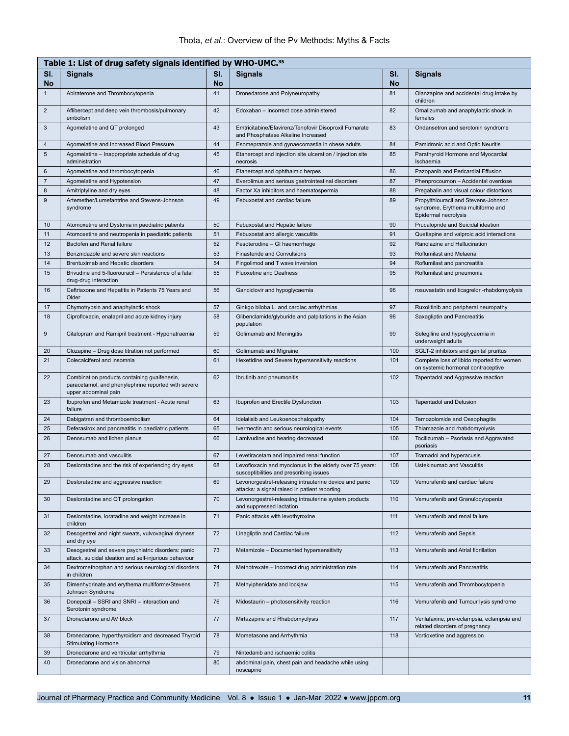**Table 1: List of drug safety signals identified by WHO-UMC.[35]**

| Sl. No | Signals | Sl. No | Signals | Sl. No | Signals |
|---|---|---|---|---|---|
| 1 | Abiraterone and Thrombocytopenia | 41 | Dronedarone and Polyneuropathy | 81 | Olanzapine and accidental drug intake by children |
| 2 | Aflibercept and deep vein thrombosis/pulmonary embolism | 42 | Edoxaban – Incorrect dose administered | 82 | Omalizumab and anaphylactic shock in females |
| 3 | Agomelatine and QT prolonged | 43 | Emtricitabine/Efavirenz/Tenofovir Disoproxil Fumarate and Phosphatase Alkaline Increased | 83 | Ondansetron and serotonin syndrome |
| 4 | Agomelatine and Increased Blood Pressure | 44 | Esomeprazole and gynaecomastia in obese adults | 84 | Pamidronic acid and Optic Neuritis |
| 5 | Agomelatine – Inappropriate schedule of drug administration | 45 | Etanercept and injection site ulceration / injection site necrosis | 85 | Parathyroid Hormone and Myocardial Ischaemia |
| 6 | Agomelatine and thrombocytopenia | 46 | Etanercept and ophthalmic herpes | 86 | Pazopanib and Pericardial Effusion |
| 7 | Agomelatine and Hypotension | 47 | Everolimus and serious gastrointestinal disorders | 87 | Phenprocoumon – Accidental overdose |
| 8 | Amitriptyline and dry eyes | 48 | Factor Xa inhibitors and haematospermia | 88 | Pregabalin and visual colour distortions |
| 9 | Artemether/Lumefantrine and Stevens-Johnson syndrome | 49 | Febuxostat and cardiac failure | 89 | Propylthiouracil and Stevens-Johnson syndrome, Erythema multiforme and Epidermal necrolysis |
| 10 | Atomoxetine and Dystonia in paediatric patients | 50 | Febuxostat and Hepatic failure | 90 | Prucalopride and Suicidal ideation |
| 11 | Atomoxetine and neutropenia in paediatric patients | 51 | Febuxostat and allergic vasculitis | 91 | Quetiapine and valproic acid interactions |
| 12 | Baclofen and Renal failure | 52 | Fesoterodine – GI haemorrhage | 92 | Ranolazine and Hallucination |
| 13 | Benznidazole and severe skin reactions | 53 | Finasteride and Convulsions | 93 | Roflumilast and Melaena |
| 14 | Brentuximab and Hepatic disorders | 54 | Fingolimod and T wave inversion | 94 | Roflumilast and pancreatitis |
| 15 | Brivudine and 5-fluorouracil – Persistence of a fatal drug-drug interaction | 55 | Fluoxetine and Deafness | 95 | Roflumilast and pneumonia |
| 16 | Ceftriaxone and Hepatitis in Patients 75 Years and Older | 56 | Ganciclovir and hypoglycaemia | 96 | rosuvastatin and ticagrelor -rhabdomyolysis |
| 17 | Chymotrypsin and anaphylactic shock | 57 | Ginkgo biloba L. and cardiac arrhythmias | 97 | Ruxolitinib and peripheral neuropathy |
| 18 | Ciprofloxacin, enalapril and acute kidney injury | 58 | Glibenclamide/glyburide and palpitations in the Asian population | 98 | Saxagliptin and Pancreatitis |
| 9 | Citalopram and Ramipril treatment - Hyponatraemia | 59 | Golimumab and Meningitis | 99 | Selegiline and hypoglycaemia in underweight adults |
| 20 | Clozapine – Drug dose titration not performed | 60 | Golimumab and Migraine | 100 | SGLT-2 inhibitors and genital pruritus |
| 21 | Colecalciferol and insomnia | 61 | Hexetidine and Severe hypersensitivity reactions | 101 | Complete loss of libido reported for women on systemic hormonal contraceptive |
| 22 | Combination products containing guaifenesin, paracetamol, and phenylephrine reported with severe upper abdominal pain | 62 | Ibrutinib and pneumonitis | 102 | Tapentadol and Aggressive reaction |
| 23 | Ibuprofen and Metamizole treatment - Acute renal failure | 63 | Ibuprofen and Erectile Dysfunction | 103 | Tapentadol and Delusion |
| 24 | Dabigatran and thromboembolism | 64 | Idelalisib and Leukoencephalopathy | 104 | Temozolomide and Oesophagitis |
| 25 | Deferasirox and pancreatitis in paediatric patients | 65 | Ivermectin and serious neurological events | 105 | Thiamazole and rhabdomyolysis |
| 26 | Denosumab and lichen planus | 66 | Lamivudine and hearing decreased | 106 | Tocilizumab – Psoriasis and Aggravated psoriasis |
| 27 | Denosumab and vasculitis | 67 | Levetiracetam and impaired renal function | 107 | Tramadol and hyperacusis |
| 28 | Desloratadine and the risk of experiencing dry eyes | 68 | Levofloxacin and myoclonus in the elderly over 75 years: susceptibilities and prescribing issues | 108 | Ustekinumab and Vasculitis |
| 29 | Desloratadine and aggressive reaction | 69 | Levonorgestrel-releasing intrauterine device and panic attacks: a signal raised in patient reporting | 109 | Vemurafenib and cardiac failure |
| 30 | Desloratadine and QT prolongation | 70 | Levonorgestrel-releasing intrauterine system products and suppressed lactation | 110 | Vemurafenib and Granulocytopenia |
| 31 | Desloratadine, loratadine and weight increase in children | 71 | Panic attacks with levothyroxine | 111 | Vemurafenib and renal failure |
| 32 | Desogestrel and night sweats, vulvovaginal dryness and dry eye | 72 | Linagliptin and Cardiac failure | 112 | Vemurafenib and Sepsis |
| 33 | Desogestrel and severe psychiatric disorders: panic attack, suicidal ideation and self-injurious behaviour | 73 | Metamizole – Documented hypersensitivity | 113 | Vemurafenib and Atrial fibrillation |
| 34 | Dextromethorphan and serious neurological disorders in children | 74 | Methotrexate – Incorrect drug administration rate | 114 | Vemurafenib and Pancreatitis |
| 35 | Dimenhydrinate and erythema multiforme/Stevens Johnson Syndrome | 75 | Methylphenidate and lockjaw | 115 | Vemurafenib and Thrombocytopenia |
| 36 | Donepezil – SSRI and SNRI – interaction and Serotonin syndrome | 76 | Midostaurin – photosensitivity reaction | 116 | Vemurafenib and Tumour lysis syndrome |
| 37 | Dronedarone and AV block | 77 | Mirtazapine and Rhabdomyolysis | 117 | Venlafaxine, pre-eclampsia, eclampsia and related disorders of pregnancy |
| 38 | Dronedarone, hyperthyroidism and decreased Thyroid Stimulating Hormone | 78 | Mometasone and Arrhythmia | 118 | Vortioxetine and aggression |
| 39 | Dronedarone and ventricular arrhythmia | 79 | Nintedanib and ischaemic colitis | | |
| 40 | Dronedarone and vision abnormal | 80 | abdominal pain, chest pain and headache while using noscapine | | |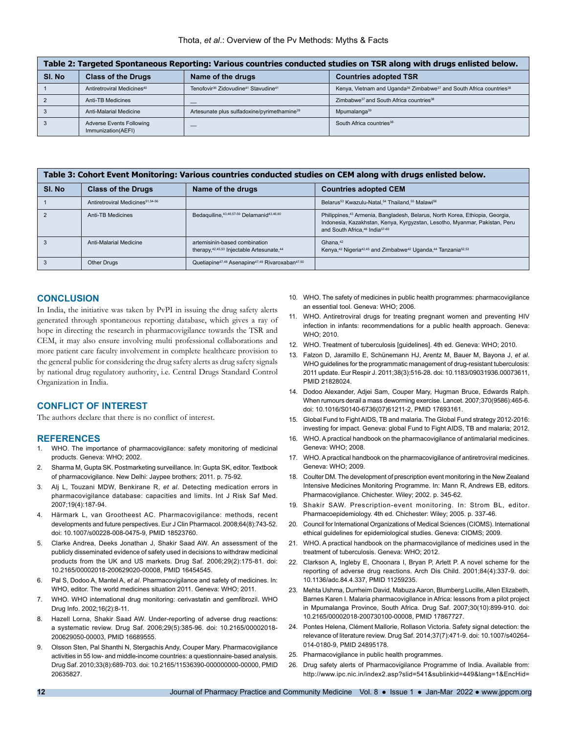**Table 2: Targeted Spontaneous Reporting: Various countries conducted studies on TSR along with drugs enlisted below.**

| Sl. No | Class of the Drugs | Name of the drugs | Countries adopted TSR |
|---|---|---|---|
| 1 | Antiretroviral Medicines[40] | Tenofovir[36] Zidovudine[41] Stavudine[41] | Kenya, Vietnam and Uganda[36] Zimbabwe[37] and South Africa countries[38] |
| 2 | Anti-TB Medicines | — | Zimbabwe[37] and South Africa countries[38] |
| 3 | Anti-Malarial Medicine | Artesunate plus sulfadoxine/pyrimethamine[39] | Mpumalanga[39] |
| 3 | Adverse Events Following Immunization(AEFI) | — | South Africa countries[38] |

**Table 3: Cohort Event Monitoring: Various countries conducted studies on CEM along with drugs enlisted below.**

| Sl. No | Class of the Drugs | Name of the drugs | Countries adopted CEM |
|---|---|---|---|
| 1 | Antiretroviral Medicines[51,54-56] | | Belarus[53] Kwazulu-Natal,[54] Thailand,[55] Malawi[56] |
| 2 | Anti-TB Medicines | Bedaquiline,[43,46,57-59] Delamanid[43,46,60] | Philippines,[43] Armenia, Bangladesh, Belarus, North Korea, Ethiopia, Georgia, Indonesia, Kazakhstan, Kenya, Kyrgyzstan, Lesotho, Myanmar, Pakistan, Peru and South Africa,[46] India[57-60] |
| 3 | Anti-Malarial Medicine | artemisinin-based combination therapy,[42,45,53] Injectable Artesunate,[44] | Ghana,[42] Kenya,[42] Nigeria[42,45] and Zimbabwe[42] Uganda,[44] Tanzania[52,53] |
| 3 | Other Drugs | Quetiapine[47,48] Asenapine[47,49] Rivaroxaban[47,50] | |

## CONCLUSION

In India, the initiative was taken by PvPI in issuing the drug safety alerts generated through spontaneous reporting database, which gives a ray of hope in directing the research in pharmacovigilance towards the TSR and CEM, it may also ensure involving multi professional collaborations and more patient care faculty involvement in complete healthcare provision to the general public for considering the drug safety alerts as drug safety signals by national drug regulatory authority, i.e. Central Drugs Standard Control Organization in India.

## CONFLICT OF INTEREST

The authors declare that there is no conflict of interest.

## REFERENCES

1. WHO. The importance of pharmacovigilance: safety monitoring of medicinal products. Geneva: WHO; 2002.
2. Sharma M, Gupta SK. Postmarketing surveillance. In: Gupta SK, editor. Textbook of pharmacovigilance. New Delhi: Jaypee brothers; 2011. p. 75-92.
3. Alj L, Touzani MDW, Benkirane R, *et al*. Detecting medication errors in pharmacovigilance database: capacities and limits. Int J Risk Saf Med. 2007;19(4):187-94.
4. Härmark L, van Grootheest AC. Pharmacovigilance: methods, recent developments and future perspectives. Eur J Clin Pharmacol. 2008;64(8):743-52. doi: 10.1007/s00228-008-0475-9, PMID 18523760.
5. Clarke Andrea, Deeks Jonathan J, Shakir Saad AW. An assessment of the publicly disseminated evidence of safety used in decisions to withdraw medicinal products from the UK and US markets. Drug Saf. 2006;29(2):175-81. doi: 10.2165/00002018-200629020-00008, PMID 16454545.
6. Pal S, Dodoo A, Mantel A, *et al*. Pharmacovigilance and safety of medicines. In: WHO, editor. The world medicines situation 2011. Geneva: WHO; 2011.
7. WHO. WHO international drug monitoring: cerivastatin and gemfibrozil. WHO Drug Info. 2002;16(2):8-11.
8. Hazell Lorna, Shakir Saad AW. Under-reporting of adverse drug reactions: a systematic review. Drug Saf. 2006;29(5):385-96. doi: 10.2165/00002018-200629050-00003, PMID 16689555.
9. Olsson Sten, Pal Shanthi N, Stergachis Andy, Couper Mary. Pharmacovigilance activities in 55 low- and middle-income countries: a questionnaire-based analysis. Drug Saf. 2010;33(8):689-703. doi: 10.2165/11536390-000000000-00000, PMID 20635827.
10. WHO. The safety of medicines in public health programmes: pharmacovigilance an essential tool. Geneva: WHO; 2006.
11. WHO. Antiretroviral drugs for treating pregnant women and preventing HIV infection in infants: recommendations for a public health approach. Geneva: WHO; 2010.
12. WHO. Treatment of tuberculosis [guidelines]. 4th ed. Geneva: WHO; 2010.
13. Falzon D, Jaramillo E, Schünemann HJ, Arentz M, Bauer M, Bayona J, *et al*. WHO guidelines for the programmatic management of drug-resistant tuberculosis: 2011 update. Eur Respir J. 2011;38(3):516-28. doi: 10.1183/09031936.00073611, PMID 21828024.
14. Dodoo Alexander, Adjei Sam, Couper Mary, Hugman Bruce, Edwards Ralph. When rumours derail a mass deworming exercise. Lancet. 2007;370(9586):465-6. doi: 10.1016/S0140-6736(07)61211-2, PMID 17693161.
15. Global Fund to Fight AIDS, TB and malaria. The Global Fund strategy 2012-2016: investing for impact. Geneva: global Fund to Fight AIDS, TB and malaria; 2012.
16. WHO. A practical handbook on the pharmacovigilance of antimalarial medicines. Geneva: WHO; 2008.
17. WHO. A practical handbook on the pharmacovigilance of antiretroviral medicines. Geneva: WHO; 2009.
18. Coulter DM. The development of prescription event monitoring in the New Zealand Intensive Medicines Monitoring Programme. In: Mann R, Andrews EB, editors. Pharmacovigilance. Chichester. Wiley; 2002. p. 345-62.
19. Shakir SAW. Prescription-event monitoring. In: Strom BL, editor. Pharmacoepidemiology. 4th ed. Chichester: Wiley; 2005. p. 337-46.
20. Council for International Organizations of Medical Sciences (CIOMS). International ethical guidelines for epidemiological studies. Geneva: CIOMS; 2009.
21. WHO. A practical handbook on the pharmacovigilance of medicines used in the treatment of tuberculosis. Geneva: WHO; 2012.
22. Clarkson A, Ingleby E, Choonara I, Bryan P, Arlett P. A novel scheme for the reporting of adverse drug reactions. Arch Dis Child. 2001;84(4):337-9. doi: 10.1136/adc.84.4.337, PMID 11259235.
23. Mehta Ushma, Durrheim David, Mabuza Aaron, Blumberg Lucille, Allen Elizabeth, Barnes Karen I. Malaria pharmacovigilance in Africa: lessons from a pilot project in Mpumalanga Province, South Africa. Drug Saf. 2007;30(10):899-910. doi: 10.2165/00002018-200730100-00008, PMID 17867727.
24. Pontes Helena, Clément Mallorie, Rollason Victoria. Safety signal detection: the relevance of literature review. Drug Saf. 2014;37(7):471-9. doi: 10.1007/s40264-014-0180-9, PMID 24895178.
25. Pharmacovigilance in public health programmes.
26. Drug safety alerts of Pharmacovigilance Programme of India. Available from: http://www.ipc.nic.in/index2.asp?slid=541&sublinkid=449&lang=1&EncHid=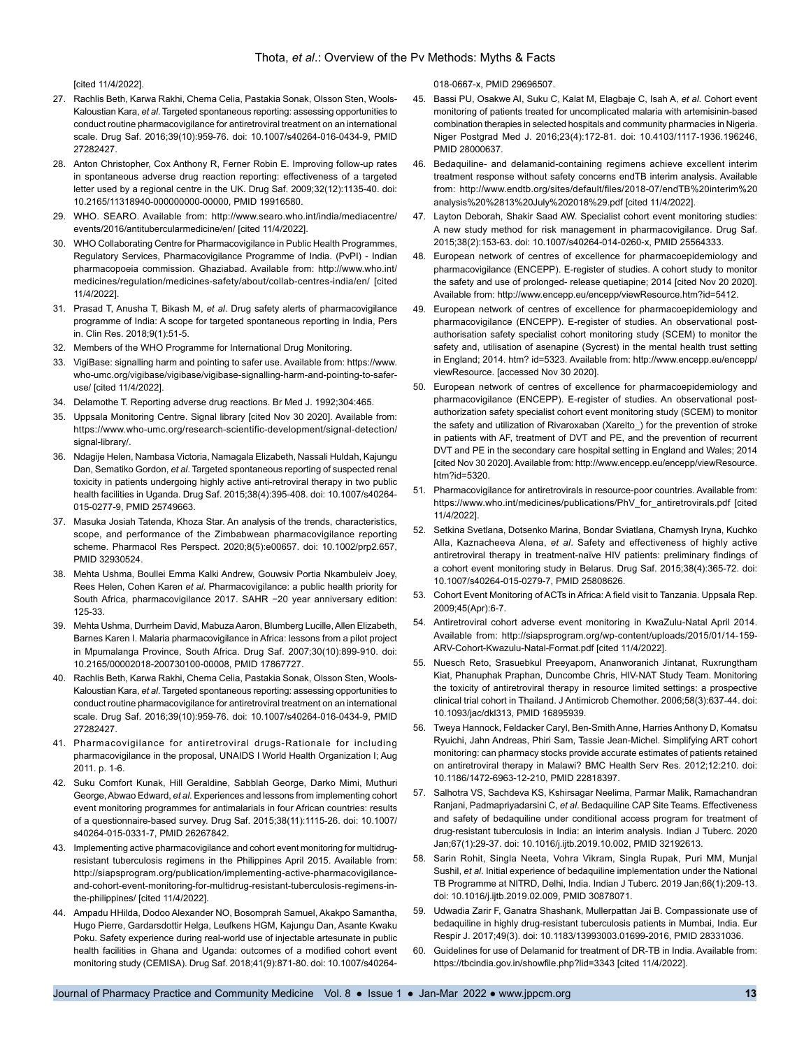[cited 11/4/2022].

27. Rachlis Beth, Karwa Rakhi, Chema Celia, Pastakia Sonak, Olsson Sten, Wools-Kaloustian Kara, *et al*. Targeted spontaneous reporting: assessing opportunities to conduct routine pharmacovigilance for antiretroviral treatment on an international scale. Drug Saf. 2016;39(10):959-76. doi: 10.1007/s40264-016-0434-9, PMID 27282427.
28. Anton Christopher, Cox Anthony R, Ferner Robin E. Improving follow-up rates in spontaneous adverse drug reaction reporting: effectiveness of a targeted letter used by a regional centre in the UK. Drug Saf. 2009;32(12):1135-40. doi: 10.2165/11318940-000000000-00000, PMID 19916580.
29. WHO. SEARO. Available from: http://www.searo.who.int/india/mediacentre/events/2016/antitubercularmedicine/en/ [cited 11/4/2022].
30. WHO Collaborating Centre for Pharmacovigilance in Public Health Programmes, Regulatory Services, Pharmacovigilance Programme of India. (PvPI) - Indian pharmacopoeia commission. Ghaziabad. Available from: http://www.who.int/medicines/regulation/medicines-safety/about/collab-centres-india/en/ [cited 11/4/2022].
31. Prasad T, Anusha T, Bikash M, *et al*. Drug safety alerts of pharmacovigilance programme of India: A scope for targeted spontaneous reporting in India, Pers in. Clin Res. 2018;9(1):51-5.
32. Members of the WHO Programme for International Drug Monitoring.
33. VigiBase: signalling harm and pointing to safer use. Available from: https://www.who-umc.org/vigibase/vigibase/vigibase-signalling-harm-and-pointing-to-safer-use/ [cited 11/4/2022].
34. Delamothe T. Reporting adverse drug reactions. Br Med J. 1992;304:465.
35. Uppsala Monitoring Centre. Signal library [cited Nov 30 2020]. Available from: https://www.who-umc.org/research-scientific-development/signal-detection/signal-library/.
36. Ndagije Helen, Nambasa Victoria, Namagala Elizabeth, Nassali Huldah, Kajungu Dan, Sematiko Gordon, *et al*. Targeted spontaneous reporting of suspected renal toxicity in patients undergoing highly active anti-retroviral therapy in two public health facilities in Uganda. Drug Saf. 2015;38(4):395-408. doi: 10.1007/s40264-015-0277-9, PMID 25749663.
37. Masuka Josiah Tatenda, Khoza Star. An analysis of the trends, characteristics, scope, and performance of the Zimbabwean pharmacovigilance reporting scheme. Pharmacol Res Perspect. 2020;8(5):e00657. doi: 10.1002/prp2.657, PMID 32930524.
38. Mehta Ushma, Boullei Emma Kalki Andrew, Gouwsiv Portia Nkambuleiv Joey, Rees Helen, Cohen Karen *et al*. Pharmacovigilance: a public health priority for South Africa, pharmacovigilance 2017. SAHR −20 year anniversary edition: 125-33.
39. Mehta Ushma, Durrheim David, Mabuza Aaron, Blumberg Lucille, Allen Elizabeth, Barnes Karen I. Malaria pharmacovigilance in Africa: lessons from a pilot project in Mpumalanga Province, South Africa. Drug Saf. 2007;30(10):899-910. doi: 10.2165/00002018-200730100-00008, PMID 17867727.
40. Rachlis Beth, Karwa Rakhi, Chema Celia, Pastakia Sonak, Olsson Sten, Wools-Kaloustian Kara, *et al*. Targeted spontaneous reporting: assessing opportunities to conduct routine pharmacovigilance for antiretroviral treatment on an international scale. Drug Saf. 2016;39(10):959-76. doi: 10.1007/s40264-016-0434-9, PMID 27282427.
41. Pharmacovigilance for antiretroviral drugs-Rationale for including pharmacovigilance in the proposal, UNAIDS I World Health Organization I; Aug 2011. p. 1-6.
42. Suku Comfort Kunak, Hill Geraldine, Sabblah George, Darko Mimi, Muthuri George, Abwao Edward, *et al*. Experiences and lessons from implementing cohort event monitoring programmes for antimalarials in four African countries: results of a questionnaire-based survey. Drug Saf. 2015;38(11):1115-26. doi: 10.1007/s40264-015-0331-7, PMID 26267842.
43. Implementing active pharmacovigilance and cohort event monitoring for multidrug-resistant tuberculosis regimens in the Philippines April 2015. Available from: http://siapsprogram.org/publication/implementing-active-pharmacovigilance-and-cohort-event-monitoring-for-multidrug-resistant-tuberculosis-regimens-in-the-philippines/ [cited 11/4/2022].
44. Ampadu HHilda, Dodoo Alexander NO, Bosomprah Samuel, Akakpo Samantha, Hugo Pierre, Gardarsdottir Helga, Leufkens HGM, Kajungu Dan, Asante Kwaku Poku. Safety experience during real-world use of injectable artesunate in public health facilities in Ghana and Uganda: outcomes of a modified cohort event monitoring study (CEMISA). Drug Saf. 2018;41(9):871-80. doi: 10.1007/s40264-018-0667-x, PMID 29696507.
45. Bassi PU, Osakwe AI, Suku C, Kalat M, Elagbaje C, Isah A, *et al*. Cohort event monitoring of patients treated for uncomplicated malaria with artemisinin-based combination therapies in selected hospitals and community pharmacies in Nigeria. Niger Postgrad Med J. 2016;23(4):172-81. doi: 10.4103/1117-1936.196246, PMID 28000637.
46. Bedaquiline- and delamanid-containing regimens achieve excellent interim treatment response without safety concerns endTB interim analysis. Available from: http://www.endtb.org/sites/default/files/2018-07/endTB%20interim%20analysis%20%2813%20July%202018%29.pdf [cited 11/4/2022].
47. Layton Deborah, Shakir Saad AW. Specialist cohort event monitoring studies: A new study method for risk management in pharmacovigilance. Drug Saf. 2015;38(2):153-63. doi: 10.1007/s40264-014-0260-x, PMID 25564333.
48. European network of centres of excellence for pharmacoepidemiology and pharmacovigilance (ENCEPP). E-register of studies. A cohort study to monitor the safety and use of prolonged- release quetiapine; 2014 [cited Nov 20 2020]. Available from: http://www.encepp.eu/encepp/viewResource.htm?id=5412.
49. European network of centres of excellence for pharmacoepidemiology and pharmacovigilance (ENCEPP). E-register of studies. An observational post-authorisation safety specialist cohort monitoring study (SCEM) to monitor the safety and, utilisation of asenapine (Sycrest) in the mental health trust setting in England; 2014. htm? id=5323. Available from: http://www.encepp.eu/encepp/viewResource. [accessed Nov 30 2020].
50. European network of centres of excellence for pharmacoepidemiology and pharmacovigilance (ENCEPP). E-register of studies. An observational post-authorization safety specialist cohort event monitoring study (SCEM) to monitor the safety and utilization of Rivaroxaban (Xarelto_) for the prevention of stroke in patients with AF, treatment of DVT and PE, and the prevention of recurrent DVT and PE in the secondary care hospital setting in England and Wales; 2014 [cited Nov 30 2020]. Available from: http://www.encepp.eu/encepp/viewResource.htm?id=5320.
51. Pharmacovigilance for antiretrovirals in resource-poor countries. Available from: https://www.who.int/medicines/publications/PhV_for_antiretrovirals.pdf [cited 11/4/2022].
52. Setkina Svetlana, Dotsenko Marina, Bondar Sviatlana, Charnysh Iryna, Kuchko Alla, Kaznacheeva Alena, *et al*. Safety and effectiveness of highly active antiretroviral therapy in treatment-naïve HIV patients: preliminary findings of a cohort event monitoring study in Belarus. Drug Saf. 2015;38(4):365-72. doi: 10.1007/s40264-015-0279-7, PMID 25808626.
53. Cohort Event Monitoring of ACTs in Africa: A field visit to Tanzania. Uppsala Rep. 2009;45(Apr):6-7.
54. Antiretroviral cohort adverse event monitoring in KwaZulu-Natal April 2014. Available from: http://siapsprogram.org/wp-content/uploads/2015/01/14-159-ARV-Cohort-Kwazulu-Natal-Format.pdf [cited 11/4/2022].
55. Nuesch Reto, Srasuebkul Preeyaporn, Ananworanich Jintanat, Ruxrungtham Kiat, Phanuphak Praphan, Duncombe Chris, HIV-NAT Study Team. Monitoring the toxicity of antiretroviral therapy in resource limited settings: a prospective clinical trial cohort in Thailand. J Antimicrob Chemother. 2006;58(3):637-44. doi: 10.1093/jac/dkl313, PMID 16895939.
56. Tweya Hannock, Feldacker Caryl, Ben-Smith Anne, Harries Anthony D, Komatsu Ryuichi, Jahn Andreas, Phiri Sam, Tassie Jean-Michel. Simplifying ART cohort monitoring: can pharmacy stocks provide accurate estimates of patients retained on antiretroviral therapy in Malawi? BMC Health Serv Res. 2012;12:210. doi: 10.1186/1472-6963-12-210, PMID 22818397.
57. Salhotra VS, Sachdeva KS, Kshirsagar Neelima, Parmar Malik, Ramachandran Ranjani, Padmapriyadarsini C, *et al*. Bedaquiline CAP Site Teams. Effectiveness and safety of bedaquiline under conditional access program for treatment of drug-resistant tuberculosis in India: an interim analysis. Indian J Tuberc. 2020 Jan;67(1):29-37. doi: 10.1016/j.ijtb.2019.10.002, PMID 32192613.
58. Sarin Rohit, Singla Neeta, Vohra Vikram, Singla Rupak, Puri MM, Munjal Sushil, *et al*. Initial experience of bedaquiline implementation under the National TB Programme at NITRD, Delhi, India. Indian J Tuberc. 2019 Jan;66(1):209-13. doi: 10.1016/j.ijtb.2019.02.009, PMID 30878071.
59. Udwadia Zarir F, Ganatra Shashank, Mullerpattan Jai B. Compassionate use of bedaquiline in highly drug-resistant tuberculosis patients in Mumbai, India. Eur Respir J. 2017;49(3). doi: 10.1183/13993003.01699-2016, PMID 28331036.
60. Guidelines for use of Delamanid for treatment of DR-TB in India. Available from: https://tbcindia.gov.in/showfile.php?lid=3343 [cited 11/4/2022].